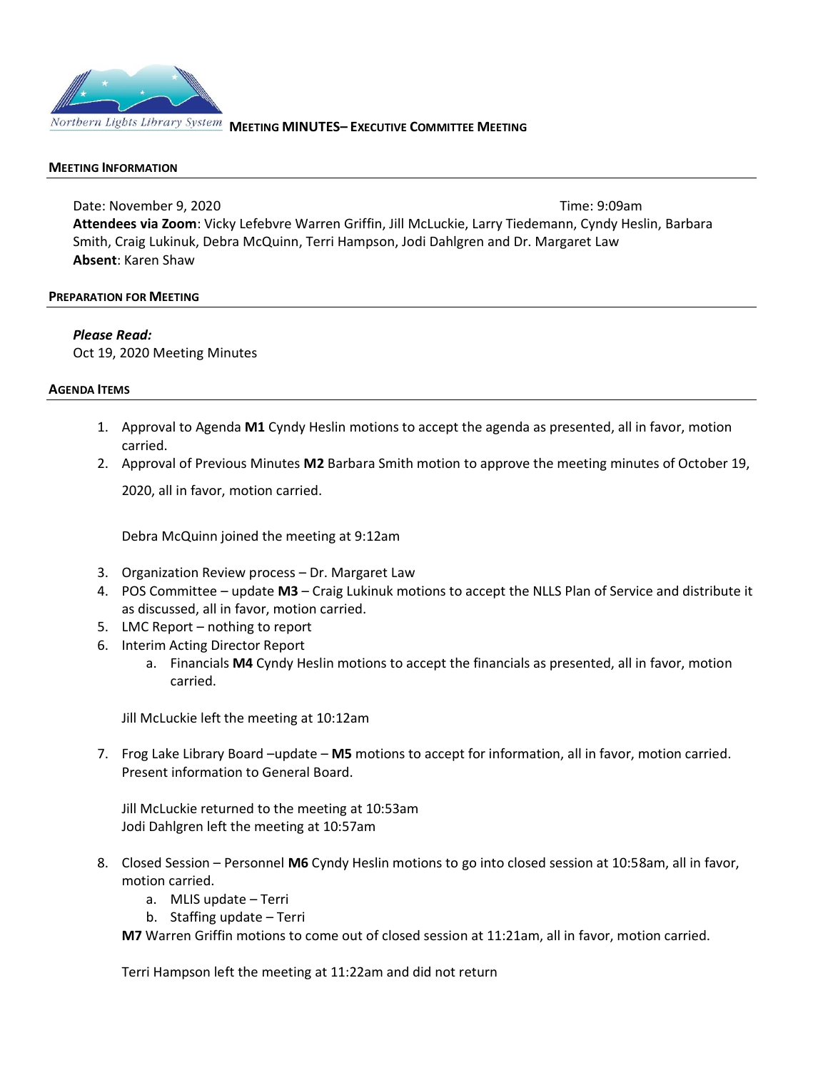Northern Lights Library System **MEETING MINUTES– EXECUTIVE COMMITTEE MEETING**

## MEETING INFORMATION

Date: November 9, 2020 Time: 9:09am

**Attendees via Zoom**: Vicky Lefebvre Warren Griffin, Jill McLuckie, Larry Tiedemann, Cyndy Heslin, Barbara Smith, Craig Lukinuk, Debra McQuinn, Terri Hampson, Jodi Dahlgren and Dr. Margaret Law

**Absent**: Karen Shaw

## PREPARATION FOR MEETING

***Please Read:***

Oct 19, 2020 Meeting Minutes

## AGENDA ITEMS

1. Approval to Agenda **M1** Cyndy Heslin motions to accept the agenda as presented, all in favor, motion carried.
2. Approval of Previous Minutes **M2** Barbara Smith motion to approve the meeting minutes of October 19, 2020, all in favor, motion carried.

   Debra McQuinn joined the meeting at 9:12am

3. Organization Review process – Dr. Margaret Law
4. POS Committee – update **M3** – Craig Lukinuk motions to accept the NLLS Plan of Service and distribute it as discussed, all in favor, motion carried.
5. LMC Report – nothing to report
6. Interim Acting Director Report
   a. Financials **M4** Cyndy Heslin motions to accept the financials as presented, all in favor, motion carried.

   Jill McLuckie left the meeting at 10:12am

7. Frog Lake Library Board –update – **M5** motions to accept for information, all in favor, motion carried. Present information to General Board.

   Jill McLuckie returned to the meeting at 10:53am
   Jodi Dahlgren left the meeting at 10:57am

8. Closed Session – Personnel **M6** Cyndy Heslin motions to go into closed session at 10:58am, all in favor, motion carried.
   a. MLIS update – Terri
   b. Staffing update – Terri

   **M7** Warren Griffin motions to come out of closed session at 11:21am, all in favor, motion carried.

   Terri Hampson left the meeting at 11:22am and did not return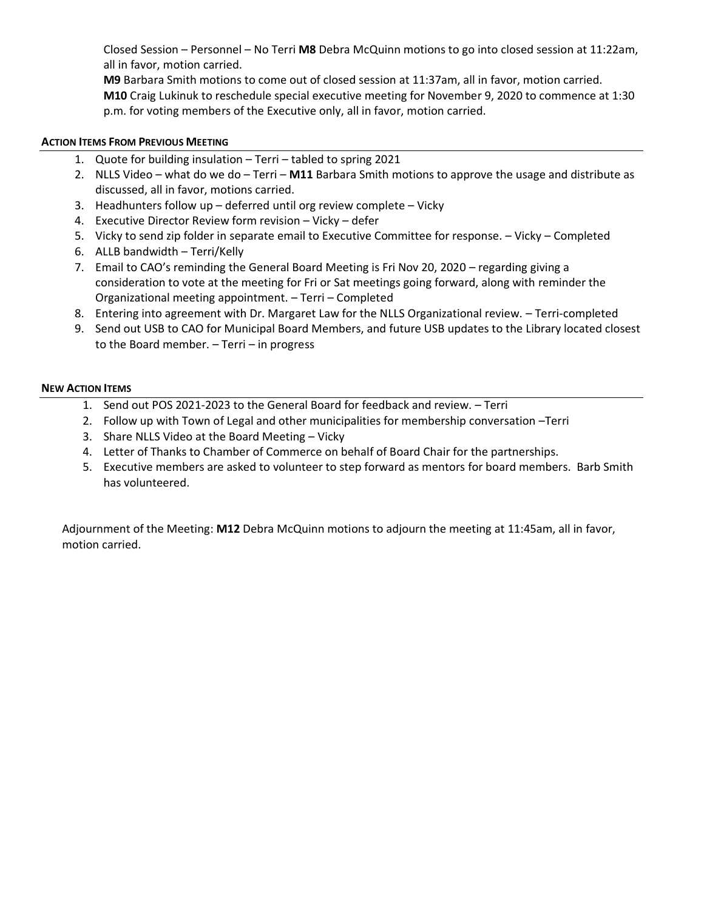Closed Session – Personnel – No Terri **M8** Debra McQuinn motions to go into closed session at 11:22am, all in favor, motion carried.

**M9** Barbara Smith motions to come out of closed session at 11:37am, all in favor, motion carried.

**M10** Craig Lukinuk to reschedule special executive meeting for November 9, 2020 to commence at 1:30 p.m. for voting members of the Executive only, all in favor, motion carried.

**ACTION ITEMS FROM PREVIOUS MEETING**

1. Quote for building insulation – Terri – tabled to spring 2021
2. NLLS Video – what do we do – Terri – **M11** Barbara Smith motions to approve the usage and distribute as discussed, all in favor, motions carried.
3. Headhunters follow up – deferred until org review complete – Vicky
4. Executive Director Review form revision – Vicky – defer
5. Vicky to send zip folder in separate email to Executive Committee for response. – Vicky – Completed
6. ALLB bandwidth – Terri/Kelly
7. Email to CAO's reminding the General Board Meeting is Fri Nov 20, 2020 – regarding giving a consideration to vote at the meeting for Fri or Sat meetings going forward, along with reminder the Organizational meeting appointment. – Terri – Completed
8. Entering into agreement with Dr. Margaret Law for the NLLS Organizational review. – Terri-completed
9. Send out USB to CAO for Municipal Board Members, and future USB updates to the Library located closest to the Board member. – Terri – in progress

**NEW ACTION ITEMS**

1. Send out POS 2021-2023 to the General Board for feedback and review. – Terri
2. Follow up with Town of Legal and other municipalities for membership conversation –Terri
3. Share NLLS Video at the Board Meeting – Vicky
4. Letter of Thanks to Chamber of Commerce on behalf of Board Chair for the partnerships.
5. Executive members are asked to volunteer to step forward as mentors for board members. Barb Smith has volunteered.

Adjournment of the Meeting: **M12** Debra McQuinn motions to adjourn the meeting at 11:45am, all in favor, motion carried.